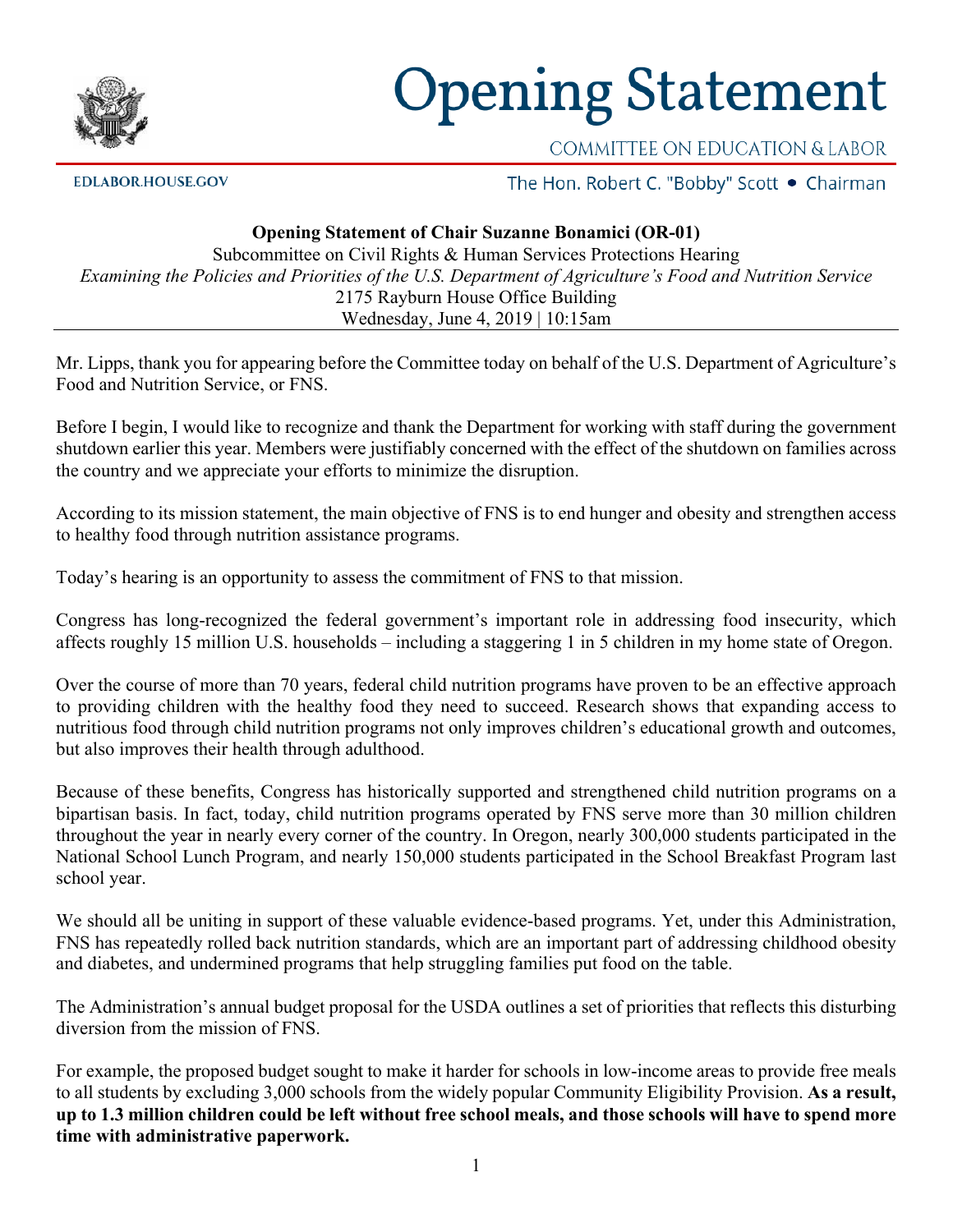# Opening Statement

COMMITTEE ON EDUCATION & LABOR

EDLABOR.HOUSE.GOV

The Hon. Robert C. "Bobby" Scott • Chairman

**Opening Statement of Chair Suzanne Bonamici (OR-01)**
Subcommittee on Civil Rights & Human Services Protections Hearing
*Examining the Policies and Priorities of the U.S. Department of Agriculture's Food and Nutrition Service*
2175 Rayburn House Office Building
Wednesday, June 4, 2019 | 10:15am

Mr. Lipps, thank you for appearing before the Committee today on behalf of the U.S. Department of Agriculture's Food and Nutrition Service, or FNS.

Before I begin, I would like to recognize and thank the Department for working with staff during the government shutdown earlier this year. Members were justifiably concerned with the effect of the shutdown on families across the country and we appreciate your efforts to minimize the disruption.

According to its mission statement, the main objective of FNS is to end hunger and obesity and strengthen access to healthy food through nutrition assistance programs.

Today's hearing is an opportunity to assess the commitment of FNS to that mission.

Congress has long-recognized the federal government's important role in addressing food insecurity, which affects roughly 15 million U.S. households – including a staggering 1 in 5 children in my home state of Oregon.

Over the course of more than 70 years, federal child nutrition programs have proven to be an effective approach to providing children with the healthy food they need to succeed. Research shows that expanding access to nutritious food through child nutrition programs not only improves children's educational growth and outcomes, but also improves their health through adulthood.

Because of these benefits, Congress has historically supported and strengthened child nutrition programs on a bipartisan basis. In fact, today, child nutrition programs operated by FNS serve more than 30 million children throughout the year in nearly every corner of the country. In Oregon, nearly 300,000 students participated in the National School Lunch Program, and nearly 150,000 students participated in the School Breakfast Program last school year.

We should all be uniting in support of these valuable evidence-based programs. Yet, under this Administration, FNS has repeatedly rolled back nutrition standards, which are an important part of addressing childhood obesity and diabetes, and undermined programs that help struggling families put food on the table.

The Administration's annual budget proposal for the USDA outlines a set of priorities that reflects this disturbing diversion from the mission of FNS.

For example, the proposed budget sought to make it harder for schools in low-income areas to provide free meals to all students by excluding 3,000 schools from the widely popular Community Eligibility Provision. **As a result, up to 1.3 million children could be left without free school meals, and those schools will have to spend more time with administrative paperwork.**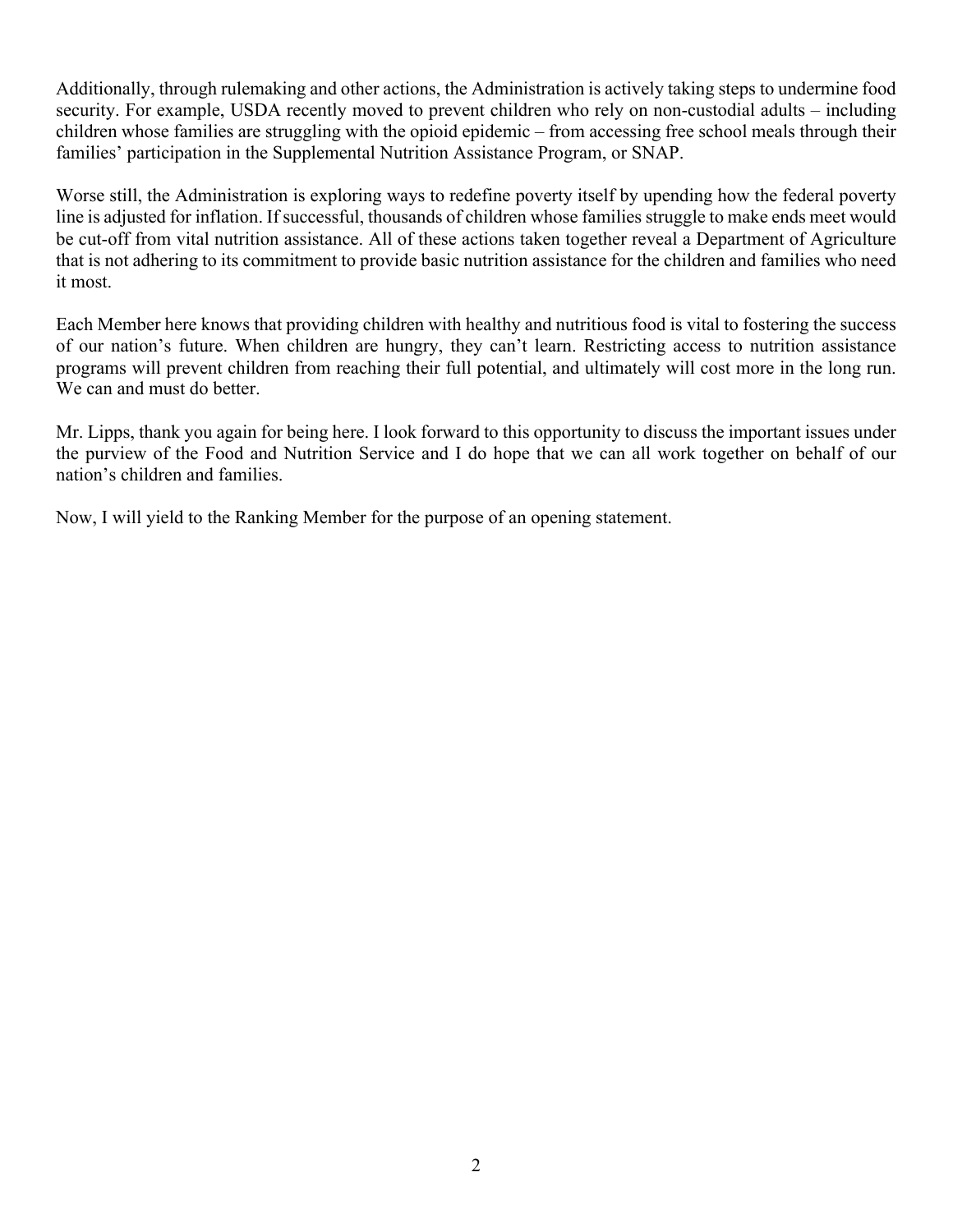Additionally, through rulemaking and other actions, the Administration is actively taking steps to undermine food security. For example, USDA recently moved to prevent children who rely on non-custodial adults – including children whose families are struggling with the opioid epidemic – from accessing free school meals through their families' participation in the Supplemental Nutrition Assistance Program, or SNAP.

Worse still, the Administration is exploring ways to redefine poverty itself by upending how the federal poverty line is adjusted for inflation. If successful, thousands of children whose families struggle to make ends meet would be cut-off from vital nutrition assistance. All of these actions taken together reveal a Department of Agriculture that is not adhering to its commitment to provide basic nutrition assistance for the children and families who need it most.

Each Member here knows that providing children with healthy and nutritious food is vital to fostering the success of our nation's future. When children are hungry, they can't learn. Restricting access to nutrition assistance programs will prevent children from reaching their full potential, and ultimately will cost more in the long run. We can and must do better.

Mr. Lipps, thank you again for being here. I look forward to this opportunity to discuss the important issues under the purview of the Food and Nutrition Service and I do hope that we can all work together on behalf of our nation's children and families.

Now, I will yield to the Ranking Member for the purpose of an opening statement.